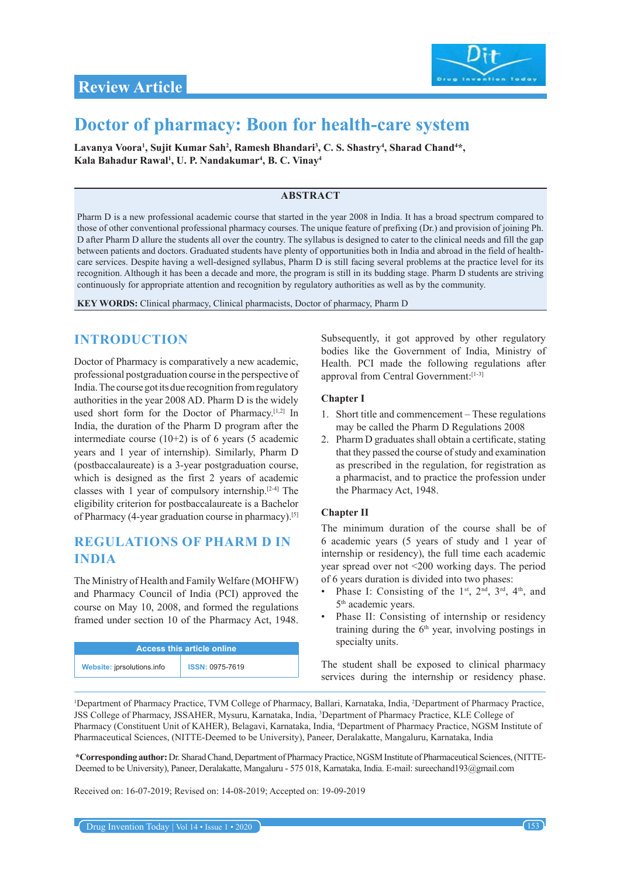Review Article

# Doctor of pharmacy: Boon for health-care system

**Lavanya Voora[1], Sujit Kumar Sah[2], Ramesh Bhandari[3], C. S. Shastry[4], Sharad Chand[4]\*, Kala Bahadur Rawal[1], U. P. Nandakumar[4], B. C. Vinay[4]**

## ABSTRACT

Pharm D is a new professional academic course that started in the year 2008 in India. It has a broad spectrum compared to those of other conventional professional pharmacy courses. The unique feature of prefixing (Dr.) and provision of joining Ph. D after Pharm D allure the students all over the country. The syllabus is designed to cater to the clinical needs and fill the gap between patients and doctors. Graduated students have plenty of opportunities both in India and abroad in the field of health-care services. Despite having a well-designed syllabus, Pharm D is still facing several problems at the practice level for its recognition. Although it has been a decade and more, the program is still in its budding stage. Pharm D students are striving continuously for appropriate attention and recognition by regulatory authorities as well as by the community.

**KEY WORDS:** Clinical pharmacy, Clinical pharmacists, Doctor of pharmacy, Pharm D

## INTRODUCTION

Doctor of Pharmacy is comparatively a new academic, professional postgraduation course in the perspective of India. The course got its due recognition from regulatory authorities in the year 2008 AD. Pharm D is the widely used short form for the Doctor of Pharmacy.[1,2] In India, the duration of the Pharm D program after the intermediate course (10+2) is of 6 years (5 academic years and 1 year of internship). Similarly, Pharm D (postbaccalaureate) is a 3-year postgraduation course, which is designed as the first 2 years of academic classes with 1 year of compulsory internship.[2-4] The eligibility criterion for postbaccalaureate is a Bachelor of Pharmacy (4-year graduation course in pharmacy).[5]

## REGULATIONS OF PHARM D IN INDIA

The Ministry of Health and Family Welfare (MOHFW) and Pharmacy Council of India (PCI) approved the course on May 10, 2008, and framed the regulations framed under section 10 of the Pharmacy Act, 1948. Subsequently, it got approved by other regulatory bodies like the Government of India, Ministry of Health. PCI made the following regulations after approval from Central Government:[1-3]

| Access this article online | |
|---|---|
| Website: jprsolutions.info | ISSN: 0975-7619 |

### Chapter I

1. Short title and commencement – These regulations may be called the Pharm D Regulations 2008
2. Pharm D graduates shall obtain a certificate, stating that they passed the course of study and examination as prescribed in the regulation, for registration as a pharmacist, and to practice the profession under the Pharmacy Act, 1948.

### Chapter II

The minimum duration of the course shall be of 6 academic years (5 years of study and 1 year of internship or residency), the full time each academic year spread over not <200 working days. The period of 6 years duration is divided into two phases:

- Phase I: Consisting of the 1st, 2nd, 3rd, 4th, and 5th academic years.
- Phase II: Consisting of internship or residency training during the 6th year, involving postings in specialty units.

The student shall be exposed to clinical pharmacy services during the internship or residency phase.

[1]Department of Pharmacy Practice, TVM College of Pharmacy, Ballari, Karnataka, India, [2]Department of Pharmacy Practice, JSS College of Pharmacy, JSSAHER, Mysuru, Karnataka, India, [3]Department of Pharmacy Practice, KLE College of Pharmacy (Constituent Unit of KAHER), Belagavi, Karnataka, India, [4]Department of Pharmacy Practice, NGSM Institute of Pharmaceutical Sciences, (NITTE-Deemed to be University), Paneer, Deralakatte, Mangaluru, Karnataka, India

**\*Corresponding author:** Dr. Sharad Chand, Department of Pharmacy Practice, NGSM Institute of Pharmaceutical Sciences, (NITTE-Deemed to be University), Paneer, Deralakatte, Mangaluru - 575 018, Karnataka, India. E-mail: sureechand193@gmail.com

Received on: 16-07-2019; Revised on: 14-08-2019; Accepted on: 19-09-2019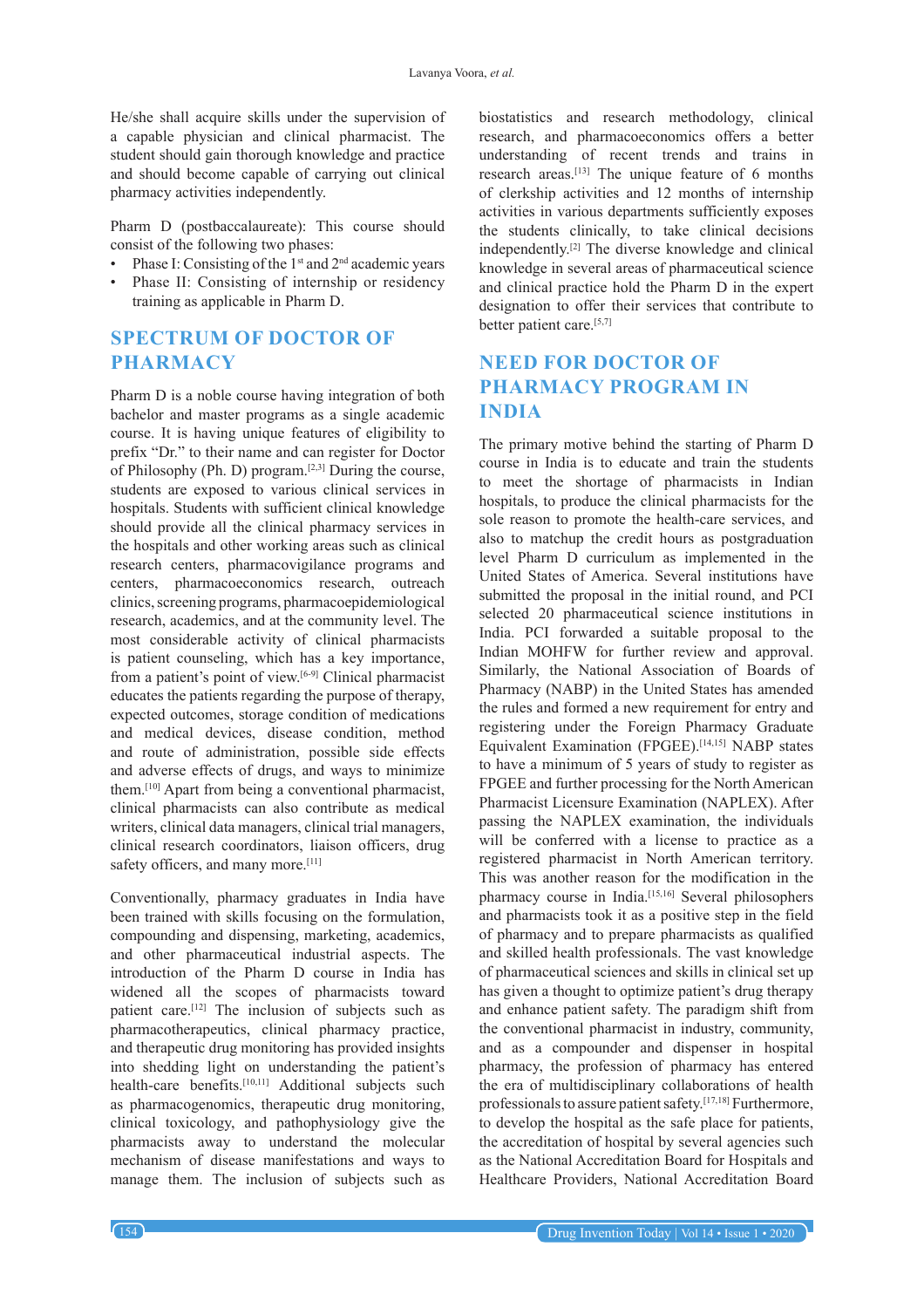He/she shall acquire skills under the supervision of a capable physician and clinical pharmacist. The student should gain thorough knowledge and practice and should become capable of carrying out clinical pharmacy activities independently.

Pharm D (postbaccalaureate): This course should consist of the following two phases:

- Phase I: Consisting of the 1st and 2nd academic years
- Phase II: Consisting of internship or residency training as applicable in Pharm D.

## SPECTRUM OF DOCTOR OF PHARMACY

Pharm D is a noble course having integration of both bachelor and master programs as a single academic course. It is having unique features of eligibility to prefix "Dr." to their name and can register for Doctor of Philosophy (Ph. D) program.[2,3] During the course, students are exposed to various clinical services in hospitals. Students with sufficient clinical knowledge should provide all the clinical pharmacy services in the hospitals and other working areas such as clinical research centers, pharmacovigilance programs and centers, pharmacoeconomics research, outreach clinics, screening programs, pharmacoepidemiological research, academics, and at the community level. The most considerable activity of clinical pharmacists is patient counseling, which has a key importance, from a patient's point of view.[6-9] Clinical pharmacist educates the patients regarding the purpose of therapy, expected outcomes, storage condition of medications and medical devices, disease condition, method and route of administration, possible side effects and adverse effects of drugs, and ways to minimize them.[10] Apart from being a conventional pharmacist, clinical pharmacists can also contribute as medical writers, clinical data managers, clinical trial managers, clinical research coordinators, liaison officers, drug safety officers, and many more.[11]

Conventionally, pharmacy graduates in India have been trained with skills focusing on the formulation, compounding and dispensing, marketing, academics, and other pharmaceutical industrial aspects. The introduction of the Pharm D course in India has widened all the scopes of pharmacists toward patient care.[12] The inclusion of subjects such as pharmacotherapeutics, clinical pharmacy practice, and therapeutic drug monitoring has provided insights into shedding light on understanding the patient's health-care benefits.[10,11] Additional subjects such as pharmacogenomics, therapeutic drug monitoring, clinical toxicology, and pathophysiology give the pharmacists away to understand the molecular mechanism of disease manifestations and ways to manage them. The inclusion of subjects such as biostatistics and research methodology, clinical research, and pharmacoeconomics offers a better understanding of recent trends and trains in research areas.[13] The unique feature of 6 months of clerkship activities and 12 months of internship activities in various departments sufficiently exposes the students clinically, to take clinical decisions independently.[2] The diverse knowledge and clinical knowledge in several areas of pharmaceutical science and clinical practice hold the Pharm D in the expert designation to offer their services that contribute to better patient care.[5,7]

## NEED FOR DOCTOR OF PHARMACY PROGRAM IN INDIA

The primary motive behind the starting of Pharm D course in India is to educate and train the students to meet the shortage of pharmacists in Indian hospitals, to produce the clinical pharmacists for the sole reason to promote the health-care services, and also to matchup the credit hours as postgraduation level Pharm D curriculum as implemented in the United States of America. Several institutions have submitted the proposal in the initial round, and PCI selected 20 pharmaceutical science institutions in India. PCI forwarded a suitable proposal to the Indian MOHFW for further review and approval. Similarly, the National Association of Boards of Pharmacy (NABP) in the United States has amended the rules and formed a new requirement for entry and registering under the Foreign Pharmacy Graduate Equivalent Examination (FPGEE).[14,15] NABP states to have a minimum of 5 years of study to register as FPGEE and further processing for the North American Pharmacist Licensure Examination (NAPLEX). After passing the NAPLEX examination, the individuals will be conferred with a license to practice as a registered pharmacist in North American territory. This was another reason for the modification in the pharmacy course in India.[15,16] Several philosophers and pharmacists took it as a positive step in the field of pharmacy and to prepare pharmacists as qualified and skilled health professionals. The vast knowledge of pharmaceutical sciences and skills in clinical set up has given a thought to optimize patient's drug therapy and enhance patient safety. The paradigm shift from the conventional pharmacist in industry, community, and as a compounder and dispenser in hospital pharmacy, the profession of pharmacy has entered the era of multidisciplinary collaborations of health professionals to assure patient safety.[17,18] Furthermore, to develop the hospital as the safe place for patients, the accreditation of hospital by several agencies such as the National Accreditation Board for Hospitals and Healthcare Providers, National Accreditation Board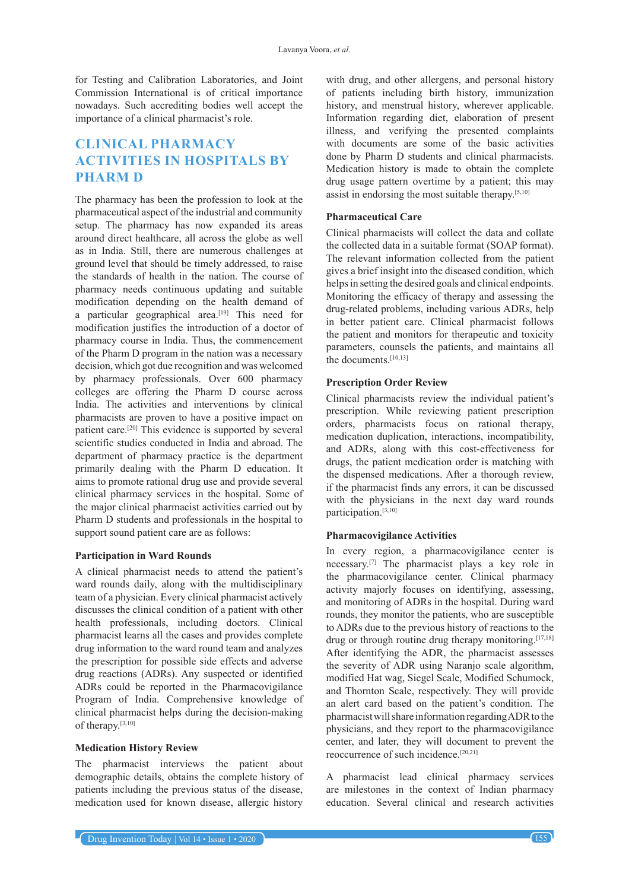for Testing and Calibration Laboratories, and Joint Commission International is of critical importance nowadays. Such accrediting bodies well accept the importance of a clinical pharmacist's role.

## CLINICAL PHARMACY ACTIVITIES IN HOSPITALS BY PHARM D

The pharmacy has been the profession to look at the pharmaceutical aspect of the industrial and community setup. The pharmacy has now expanded its areas around direct healthcare, all across the globe as well as in India. Still, there are numerous challenges at ground level that should be timely addressed, to raise the standards of health in the nation. The course of pharmacy needs continuous updating and suitable modification depending on the health demand of a particular geographical area.[19] This need for modification justifies the introduction of a doctor of pharmacy course in India. Thus, the commencement of the Pharm D program in the nation was a necessary decision, which got due recognition and was welcomed by pharmacy professionals. Over 600 pharmacy colleges are offering the Pharm D course across India. The activities and interventions by clinical pharmacists are proven to have a positive impact on patient care.[20] This evidence is supported by several scientific studies conducted in India and abroad. The department of pharmacy practice is the department primarily dealing with the Pharm D education. It aims to promote rational drug use and provide several clinical pharmacy services in the hospital. Some of the major clinical pharmacist activities carried out by Pharm D students and professionals in the hospital to support sound patient care are as follows:

### Participation in Ward Rounds

A clinical pharmacist needs to attend the patient's ward rounds daily, along with the multidisciplinary team of a physician. Every clinical pharmacist actively discusses the clinical condition of a patient with other health professionals, including doctors. Clinical pharmacist learns all the cases and provides complete drug information to the ward round team and analyzes the prescription for possible side effects and adverse drug reactions (ADRs). Any suspected or identified ADRs could be reported in the Pharmacovigilance Program of India. Comprehensive knowledge of clinical pharmacist helps during the decision-making of therapy.[3,10]

### Medication History Review

The pharmacist interviews the patient about demographic details, obtains the complete history of patients including the previous status of the disease, medication used for known disease, allergic history with drug, and other allergens, and personal history of patients including birth history, immunization history, and menstrual history, wherever applicable. Information regarding diet, elaboration of present illness, and verifying the presented complaints with documents are some of the basic activities done by Pharm D students and clinical pharmacists. Medication history is made to obtain the complete drug usage pattern overtime by a patient; this may assist in endorsing the most suitable therapy.[5,10]

### Pharmaceutical Care

Clinical pharmacists will collect the data and collate the collected data in a suitable format (SOAP format). The relevant information collected from the patient gives a brief insight into the diseased condition, which helps in setting the desired goals and clinical endpoints. Monitoring the efficacy of therapy and assessing the drug-related problems, including various ADRs, help in better patient care. Clinical pharmacist follows the patient and monitors for therapeutic and toxicity parameters, counsels the patients, and maintains all the documents.[10,13]

### Prescription Order Review

Clinical pharmacists review the individual patient's prescription. While reviewing patient prescription orders, pharmacists focus on rational therapy, medication duplication, interactions, incompatibility, and ADRs, along with this cost-effectiveness for drugs, the patient medication order is matching with the dispensed medications. After a thorough review, if the pharmacist finds any errors, it can be discussed with the physicians in the next day ward rounds participation.[3,10]

### Pharmacovigilance Activities

In every region, a pharmacovigilance center is necessary.[7] The pharmacist plays a key role in the pharmacovigilance center. Clinical pharmacy activity majorly focuses on identifying, assessing, and monitoring of ADRs in the hospital. During ward rounds, they monitor the patients, who are susceptible to ADRs due to the previous history of reactions to the drug or through routine drug therapy monitoring.[17,18] After identifying the ADR, the pharmacist assesses the severity of ADR using Naranjo scale algorithm, modified Hat wag, Siegel Scale, Modified Schumock, and Thornton Scale, respectively. They will provide an alert card based on the patient's condition. The pharmacist will share information regarding ADR to the physicians, and they report to the pharmacovigilance center, and later, they will document to prevent the reoccurrence of such incidence.[20,21]

A pharmacist lead clinical pharmacy services are milestones in the context of Indian pharmacy education. Several clinical and research activities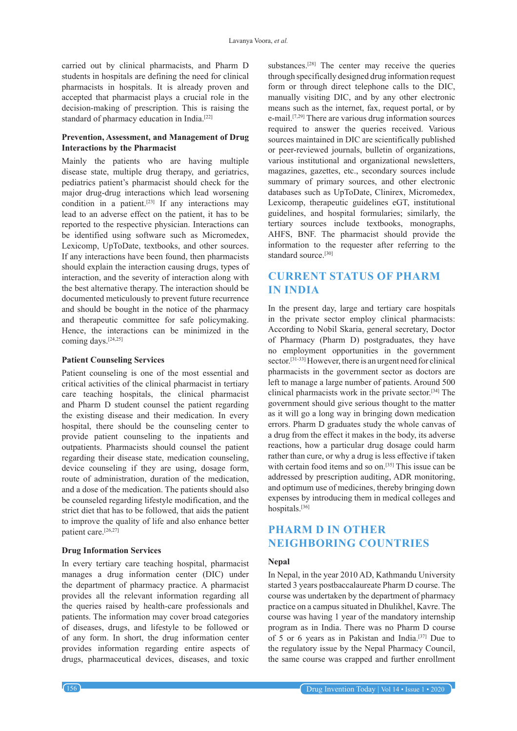carried out by clinical pharmacists, and Pharm D students in hospitals are defining the need for clinical pharmacists in hospitals. It is already proven and accepted that pharmacist plays a crucial role in the decision-making of prescription. This is raising the standard of pharmacy education in India.[22]

### Prevention, Assessment, and Management of Drug Interactions by the Pharmacist

Mainly the patients who are having multiple disease state, multiple drug therapy, and geriatrics, pediatrics patient's pharmacist should check for the major drug-drug interactions which lead worsening condition in a patient.[23] If any interactions may lead to an adverse effect on the patient, it has to be reported to the respective physician. Interactions can be identified using software such as Micromedex, Lexicomp, UpToDate, textbooks, and other sources. If any interactions have been found, then pharmacists should explain the interaction causing drugs, types of interaction, and the severity of interaction along with the best alternative therapy. The interaction should be documented meticulously to prevent future recurrence and should be bought in the notice of the pharmacy and therapeutic committee for safe policymaking. Hence, the interactions can be minimized in the coming days.[24,25]

### Patient Counseling Services

Patient counseling is one of the most essential and critical activities of the clinical pharmacist in tertiary care teaching hospitals, the clinical pharmacist and Pharm D student counsel the patient regarding the existing disease and their medication. In every hospital, there should be the counseling center to provide patient counseling to the inpatients and outpatients. Pharmacists should counsel the patient regarding their disease state, medication counseling, device counseling if they are using, dosage form, route of administration, duration of the medication, and a dose of the medication. The patients should also be counseled regarding lifestyle modification, and the strict diet that has to be followed, that aids the patient to improve the quality of life and also enhance better patient care.[26,27]

### Drug Information Services

In every tertiary care teaching hospital, pharmacist manages a drug information center (DIC) under the department of pharmacy practice. A pharmacist provides all the relevant information regarding all the queries raised by health-care professionals and patients. The information may cover broad categories of diseases, drugs, and lifestyle to be followed or of any form. In short, the drug information center provides information regarding entire aspects of drugs, pharmaceutical devices, diseases, and toxic substances.[28] The center may receive the queries through specifically designed drug information request form or through direct telephone calls to the DIC, manually visiting DIC, and by any other electronic means such as the internet, fax, request portal, or by e-mail.[7,29] There are various drug information sources required to answer the queries received. Various sources maintained in DIC are scientifically published or peer-reviewed journals, bulletin of organizations, various institutional and organizational newsletters, magazines, gazettes, etc., secondary sources include summary of primary sources, and other electronic databases such as UpToDate, Clinirex, Micromedex, Lexicomp, therapeutic guidelines eGT, institutional guidelines, and hospital formularies; similarly, the tertiary sources include textbooks, monographs, AHFS, BNF. The pharmacist should provide the information to the requester after referring to the standard source.[30]

## CURRENT STATUS OF PHARM IN INDIA

In the present day, large and tertiary care hospitals in the private sector employ clinical pharmacists: According to Nobil Skaria, general secretary, Doctor of Pharmacy (Pharm D) postgraduates, they have no employment opportunities in the government sector.[31-33] However, there is an urgent need for clinical pharmacists in the government sector as doctors are left to manage a large number of patients. Around 500 clinical pharmacists work in the private sector.[34] The government should give serious thought to the matter as it will go a long way in bringing down medication errors. Pharm D graduates study the whole canvas of a drug from the effect it makes in the body, its adverse reactions, how a particular drug dosage could harm rather than cure, or why a drug is less effective if taken with certain food items and so on.[35] This issue can be addressed by prescription auditing, ADR monitoring, and optimum use of medicines, thereby bringing down expenses by introducing them in medical colleges and hospitals.[36]

## PHARM D IN OTHER NEIGHBORING COUNTRIES

### Nepal

In Nepal, in the year 2010 AD, Kathmandu University started 3 years postbaccalaureate Pharm D course. The course was undertaken by the department of pharmacy practice on a campus situated in Dhulikhel, Kavre. The course was having 1 year of the mandatory internship program as in India. There was no Pharm D course of 5 or 6 years as in Pakistan and India.[37] Due to the regulatory issue by the Nepal Pharmacy Council, the same course was crapped and further enrollment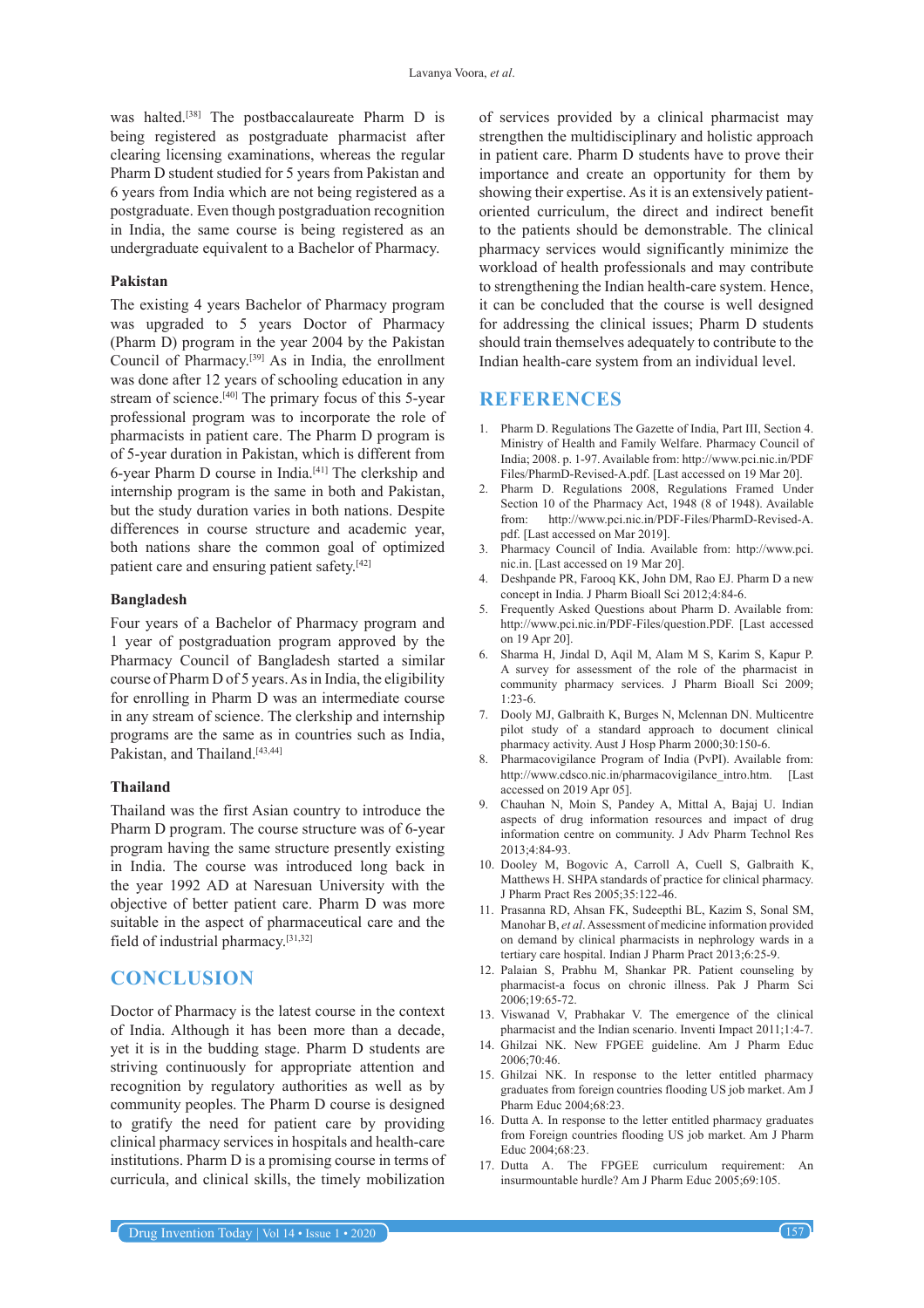was halted.[38] The postbaccalaureate Pharm D is being registered as postgraduate pharmacist after clearing licensing examinations, whereas the regular Pharm D student studied for 5 years from Pakistan and 6 years from India which are not being registered as a postgraduate. Even though postgraduation recognition in India, the same course is being registered as an undergraduate equivalent to a Bachelor of Pharmacy.

### Pakistan

The existing 4 years Bachelor of Pharmacy program was upgraded to 5 years Doctor of Pharmacy (Pharm D) program in the year 2004 by the Pakistan Council of Pharmacy.[39] As in India, the enrollment was done after 12 years of schooling education in any stream of science.[40] The primary focus of this 5-year professional program was to incorporate the role of pharmacists in patient care. The Pharm D program is of 5-year duration in Pakistan, which is different from 6-year Pharm D course in India.[41] The clerkship and internship program is the same in both and Pakistan, but the study duration varies in both nations. Despite differences in course structure and academic year, both nations share the common goal of optimized patient care and ensuring patient safety.[42]

### Bangladesh

Four years of a Bachelor of Pharmacy program and 1 year of postgraduation program approved by the Pharmacy Council of Bangladesh started a similar course of Pharm D of 5 years. As in India, the eligibility for enrolling in Pharm D was an intermediate course in any stream of science. The clerkship and internship programs are the same as in countries such as India, Pakistan, and Thailand.[43,44]

### Thailand

Thailand was the first Asian country to introduce the Pharm D program. The course structure was of 6-year program having the same structure presently existing in India. The course was introduced long back in the year 1992 AD at Naresuan University with the objective of better patient care. Pharm D was more suitable in the aspect of pharmaceutical care and the field of industrial pharmacy.[31,32]

## CONCLUSION

Doctor of Pharmacy is the latest course in the context of India. Although it has been more than a decade, yet it is in the budding stage. Pharm D students are striving continuously for appropriate attention and recognition by regulatory authorities as well as by community peoples. The Pharm D course is designed to gratify the need for patient care by providing clinical pharmacy services in hospitals and health-care institutions. Pharm D is a promising course in terms of curricula, and clinical skills, the timely mobilization of services provided by a clinical pharmacist may strengthen the multidisciplinary and holistic approach in patient care. Pharm D students have to prove their importance and create an opportunity for them by showing their expertise. As it is an extensively patient-oriented curriculum, the direct and indirect benefit to the patients should be demonstrable. The clinical pharmacy services would significantly minimize the workload of health professionals and may contribute to strengthening the Indian health-care system. Hence, it can be concluded that the course is well designed for addressing the clinical issues; Pharm D students should train themselves adequately to contribute to the Indian health-care system from an individual level.

## REFERENCES

1. Pharm D. Regulations The Gazette of India, Part III, Section 4. Ministry of Health and Family Welfare. Pharmacy Council of India; 2008. p. 1-97. Available from: http://www.pci.nic.in/PDF Files/PharmD-Revised-A.pdf. [Last accessed on 19 Mar 20].
2. Pharm D. Regulations 2008, Regulations Framed Under Section 10 of the Pharmacy Act, 1948 (8 of 1948). Available from: http://www.pci.nic.in/PDF-Files/PharmD-Revised-A.pdf. [Last accessed on Mar 2019].
3. Pharmacy Council of India. Available from: http://www.pci.nic.in. [Last accessed on 19 Mar 20].
4. Deshpande PR, Farooq KK, John DM, Rao EJ. Pharm D a new concept in India. J Pharm Bioall Sci 2012;4:84-6.
5. Frequently Asked Questions about Pharm D. Available from: http://www.pci.nic.in/PDF-Files/question.PDF. [Last accessed on 19 Apr 20].
6. Sharma H, Jindal D, Aqil M, Alam M S, Karim S, Kapur P. A survey for assessment of the role of the pharmacist in community pharmacy services. J Pharm Bioall Sci 2009; 1:23-6.
7. Dooly MJ, Galbraith K, Burges N, Mclennan DN. Multicentre pilot study of a standard approach to document clinical pharmacy activity. Aust J Hosp Pharm 2000;30:150-6.
8. Pharmacovigilance Program of India (PvPI). Available from: http://www.cdsco.nic.in/pharmacovigilance_intro.htm. [Last accessed on 2019 Apr 05].
9. Chauhan N, Moin S, Pandey A, Mittal A, Bajaj U. Indian aspects of drug information resources and impact of drug information centre on community. J Adv Pharm Technol Res 2013;4:84-93.
10. Dooley M, Bogovic A, Carroll A, Cuell S, Galbraith K, Matthews H. SHPA standards of practice for clinical pharmacy. J Pharm Pract Res 2005;35:122-46.
11. Prasanna RD, Ahsan FK, Sudeepthi BL, Kazim S, Sonal SM, Manohar B, *et al*. Assessment of medicine information provided on demand by clinical pharmacists in nephrology wards in a tertiary care hospital. Indian J Pharm Pract 2013;6:25-9.
12. Palaian S, Prabhu M, Shankar PR. Patient counseling by pharmacist-a focus on chronic illness. Pak J Pharm Sci 2006;19:65-72.
13. Viswanad V, Prabhakar V. The emergence of the clinical pharmacist and the Indian scenario. Inventi Impact 2011;1:4-7.
14. Ghilzai NK. New FPGEE guideline. Am J Pharm Educ 2006;70:46.
15. Ghilzai NK. In response to the letter entitled pharmacy graduates from foreign countries flooding US job market. Am J Pharm Educ 2004;68:23.
16. Dutta A. In response to the letter entitled pharmacy graduates from Foreign countries flooding US job market. Am J Pharm Educ 2004;68:23.
17. Dutta A. The FPGEE curriculum requirement: An insurmountable hurdle? Am J Pharm Educ 2005;69:105.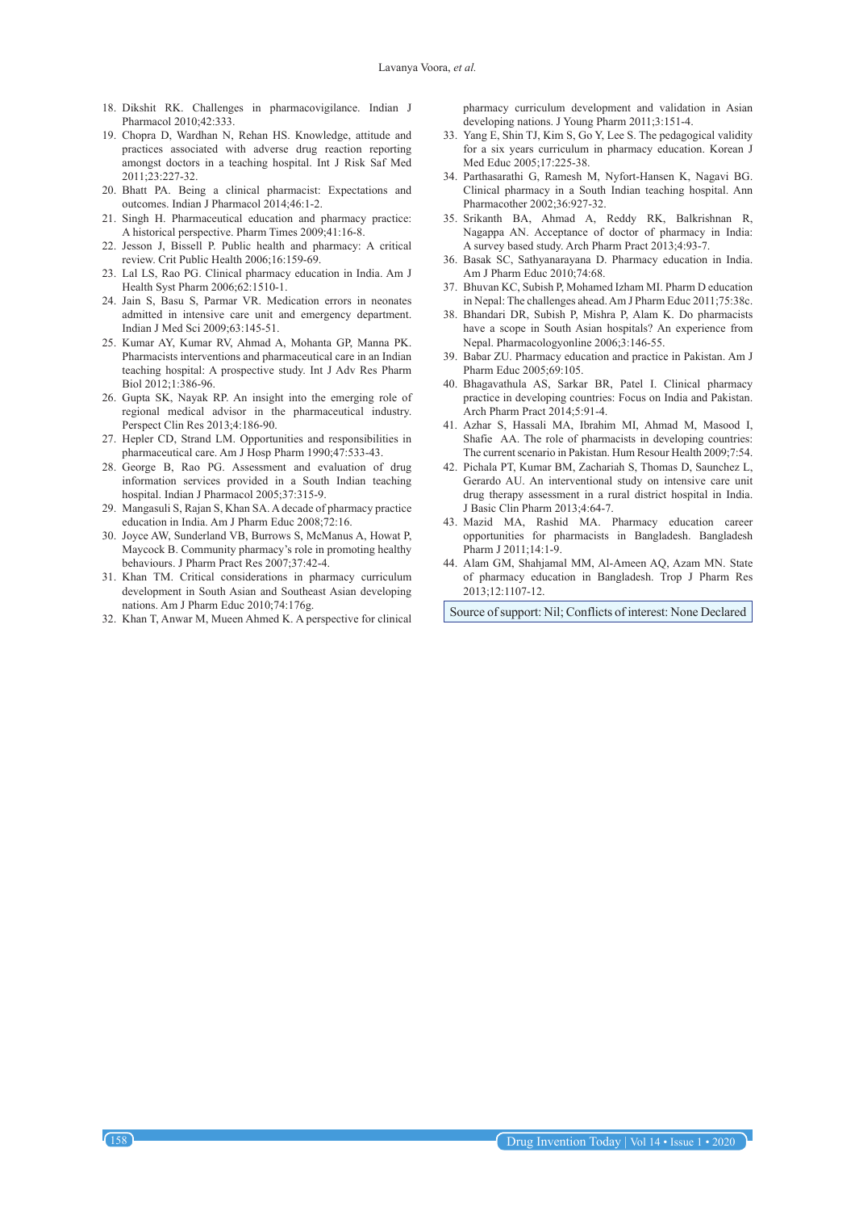18. Dikshit RK. Challenges in pharmacovigilance. Indian J Pharmacol 2010;42:333.
19. Chopra D, Wardhan N, Rehan HS. Knowledge, attitude and practices associated with adverse drug reaction reporting amongst doctors in a teaching hospital. Int J Risk Saf Med 2011;23:227-32.
20. Bhatt PA. Being a clinical pharmacist: Expectations and outcomes. Indian J Pharmacol 2014;46:1-2.
21. Singh H. Pharmaceutical education and pharmacy practice: A historical perspective. Pharm Times 2009;41:16-8.
22. Jesson J, Bissell P. Public health and pharmacy: A critical review. Crit Public Health 2006;16:159-69.
23. Lal LS, Rao PG. Clinical pharmacy education in India. Am J Health Syst Pharm 2006;62:1510-1.
24. Jain S, Basu S, Parmar VR. Medication errors in neonates admitted in intensive care unit and emergency department. Indian J Med Sci 2009;63:145-51.
25. Kumar AY, Kumar RV, Ahmad A, Mohanta GP, Manna PK. Pharmacists interventions and pharmaceutical care in an Indian teaching hospital: A prospective study. Int J Adv Res Pharm Biol 2012;1:386-96.
26. Gupta SK, Nayak RP. An insight into the emerging role of regional medical advisor in the pharmaceutical industry. Perspect Clin Res 2013;4:186-90.
27. Hepler CD, Strand LM. Opportunities and responsibilities in pharmaceutical care. Am J Hosp Pharm 1990;47:533-43.
28. George B, Rao PG. Assessment and evaluation of drug information services provided in a South Indian teaching hospital. Indian J Pharmacol 2005;37:315-9.
29. Mangasuli S, Rajan S, Khan SA. A decade of pharmacy practice education in India. Am J Pharm Educ 2008;72:16.
30. Joyce AW, Sunderland VB, Burrows S, McManus A, Howat P, Maycock B. Community pharmacy's role in promoting healthy behaviours. J Pharm Pract Res 2007;37:42-4.
31. Khan TM. Critical considerations in pharmacy curriculum development in South Asian and Southeast Asian developing nations. Am J Pharm Educ 2010;74:176g.
32. Khan T, Anwar M, Mueen Ahmed K. A perspective for clinical pharmacy curriculum development and validation in Asian developing nations. J Young Pharm 2011;3:151-4.
33. Yang E, Shin TJ, Kim S, Go Y, Lee S. The pedagogical validity for a six years curriculum in pharmacy education. Korean J Med Educ 2005;17:225-38.
34. Parthasarathi G, Ramesh M, Nyfort-Hansen K, Nagavi BG. Clinical pharmacy in a South Indian teaching hospital. Ann Pharmacother 2002;36:927-32.
35. Srikanth BA, Ahmad A, Reddy RK, Balkrishnan R, Nagappa AN. Acceptance of doctor of pharmacy in India: A survey based study. Arch Pharm Pract 2013;4:93-7.
36. Basak SC, Sathyanarayana D. Pharmacy education in India. Am J Pharm Educ 2010;74:68.
37. Bhuvan KC, Subish P, Mohamed Izham MI. Pharm D education in Nepal: The challenges ahead. Am J Pharm Educ 2011;75:38c.
38. Bhandari DR, Subish P, Mishra P, Alam K. Do pharmacists have a scope in South Asian hospitals? An experience from Nepal. Pharmacologyonline 2006;3:146-55.
39. Babar ZU. Pharmacy education and practice in Pakistan. Am J Pharm Educ 2005;69:105.
40. Bhagavathula AS, Sarkar BR, Patel I. Clinical pharmacy practice in developing countries: Focus on India and Pakistan. Arch Pharm Pract 2014;5:91-4.
41. Azhar S, Hassali MA, Ibrahim MI, Ahmad M, Masood I, Shafie AA. The role of pharmacists in developing countries: The current scenario in Pakistan. Hum Resour Health 2009;7:54.
42. Pichala PT, Kumar BM, Zachariah S, Thomas D, Saunchez L, Gerardo AU. An interventional study on intensive care unit drug therapy assessment in a rural district hospital in India. J Basic Clin Pharm 2013;4:64-7.
43. Mazid MA, Rashid MA. Pharmacy education career opportunities for pharmacists in Bangladesh. Bangladesh Pharm J 2011;14:1-9.
44. Alam GM, Shahjamal MM, Al-Ameen AQ, Azam MN. State of pharmacy education in Bangladesh. Trop J Pharm Res 2013;12:1107-12.

Source of support: Nil; Conflicts of interest: None Declared